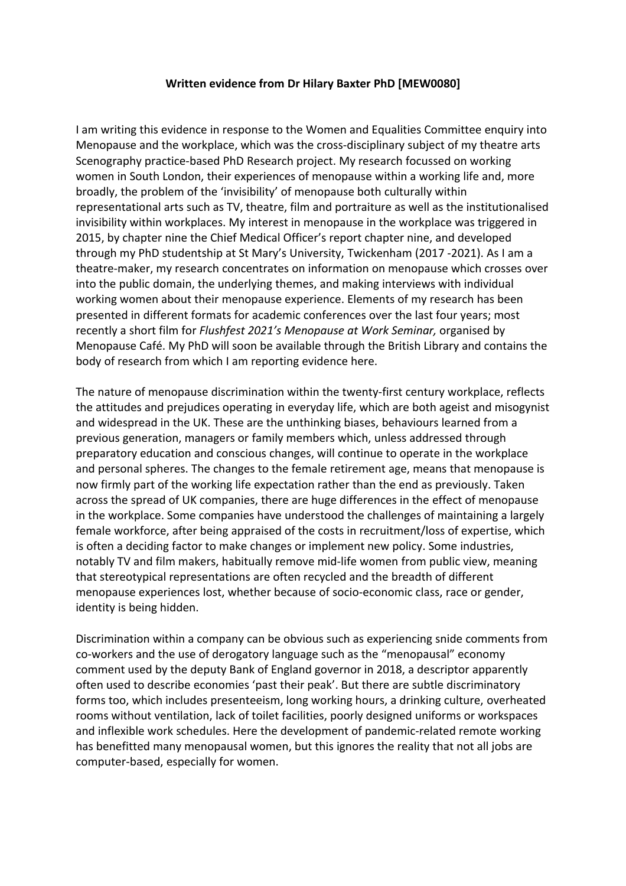**Written evidence from Dr Hilary Baxter PhD [MEW0080]**

I am writing this evidence in response to the Women and Equalities Committee enquiry into Menopause and the workplace, which was the cross-disciplinary subject of my theatre arts Scenography practice-based PhD Research project. My research focussed on working women in South London, their experiences of menopause within a working life and, more broadly, the problem of the 'invisibility' of menopause both culturally within representational arts such as TV, theatre, film and portraiture as well as the institutionalised invisibility within workplaces. My interest in menopause in the workplace was triggered in 2015, by chapter nine the Chief Medical Officer's report chapter nine, and developed through my PhD studentship at St Mary's University, Twickenham (2017 -2021). As I am a theatre-maker, my research concentrates on information on menopause which crosses over into the public domain, the underlying themes, and making interviews with individual working women about their menopause experience. Elements of my research has been presented in different formats for academic conferences over the last four years; most recently a short film for *Flushfest 2021's Menopause at Work Seminar,* organised by Menopause Café. My PhD will soon be available through the British Library and contains the body of research from which I am reporting evidence here.

The nature of menopause discrimination within the twenty-first century workplace, reflects the attitudes and prejudices operating in everyday life, which are both ageist and misogynist and widespread in the UK. These are the unthinking biases, behaviours learned from a previous generation, managers or family members which, unless addressed through preparatory education and conscious changes, will continue to operate in the workplace and personal spheres. The changes to the female retirement age, means that menopause is now firmly part of the working life expectation rather than the end as previously. Taken across the spread of UK companies, there are huge differences in the effect of menopause in the workplace. Some companies have understood the challenges of maintaining a largely female workforce, after being appraised of the costs in recruitment/loss of expertise, which is often a deciding factor to make changes or implement new policy. Some industries, notably TV and film makers, habitually remove mid-life women from public view, meaning that stereotypical representations are often recycled and the breadth of different menopause experiences lost, whether because of socio-economic class, race or gender, identity is being hidden.

Discrimination within a company can be obvious such as experiencing snide comments from co-workers and the use of derogatory language such as the "menopausal" economy comment used by the deputy Bank of England governor in 2018, a descriptor apparently often used to describe economies 'past their peak'. But there are subtle discriminatory forms too, which includes presenteeism, long working hours, a drinking culture, overheated rooms without ventilation, lack of toilet facilities, poorly designed uniforms or workspaces and inflexible work schedules. Here the development of pandemic-related remote working has benefitted many menopausal women, but this ignores the reality that not all jobs are computer-based, especially for women.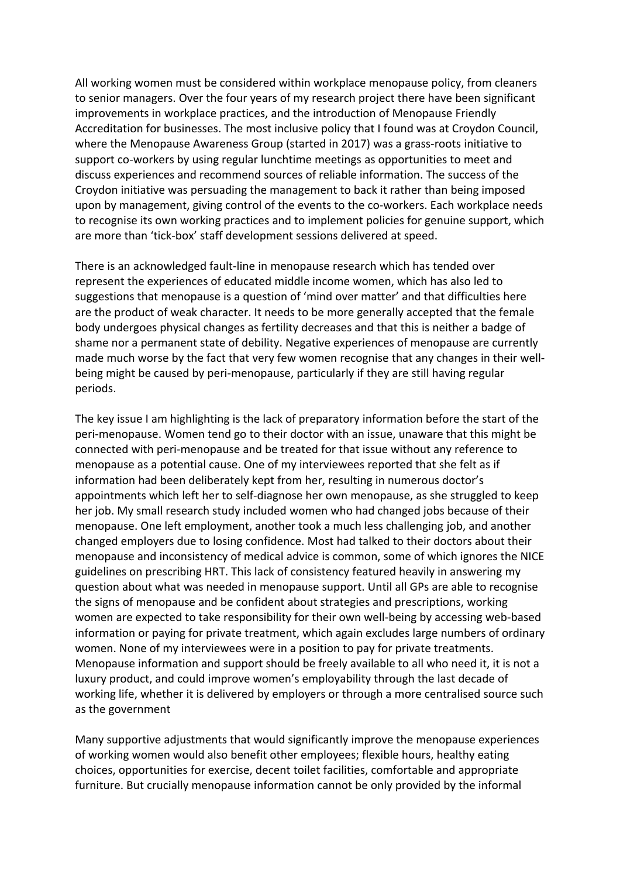All working women must be considered within workplace menopause policy, from cleaners to senior managers. Over the four years of my research project there have been significant improvements in workplace practices, and the introduction of Menopause Friendly Accreditation for businesses. The most inclusive policy that I found was at Croydon Council, where the Menopause Awareness Group (started in 2017) was a grass-roots initiative to support co-workers by using regular lunchtime meetings as opportunities to meet and discuss experiences and recommend sources of reliable information. The success of the Croydon initiative was persuading the management to back it rather than being imposed upon by management, giving control of the events to the co-workers. Each workplace needs to recognise its own working practices and to implement policies for genuine support, which are more than 'tick-box' staff development sessions delivered at speed.

There is an acknowledged fault-line in menopause research which has tended over represent the experiences of educated middle income women, which has also led to suggestions that menopause is a question of 'mind over matter' and that difficulties here are the product of weak character. It needs to be more generally accepted that the female body undergoes physical changes as fertility decreases and that this is neither a badge of shame nor a permanent state of debility. Negative experiences of menopause are currently made much worse by the fact that very few women recognise that any changes in their well-being might be caused by peri-menopause, particularly if they are still having regular periods.

The key issue I am highlighting is the lack of preparatory information before the start of the peri-menopause. Women tend go to their doctor with an issue, unaware that this might be connected with peri-menopause and be treated for that issue without any reference to menopause as a potential cause. One of my interviewees reported that she felt as if information had been deliberately kept from her, resulting in numerous doctor's appointments which left her to self-diagnose her own menopause, as she struggled to keep her job. My small research study included women who had changed jobs because of their menopause. One left employment, another took a much less challenging job, and another changed employers due to losing confidence. Most had talked to their doctors about their menopause and inconsistency of medical advice is common, some of which ignores the NICE guidelines on prescribing HRT. This lack of consistency featured heavily in answering my question about what was needed in menopause support. Until all GPs are able to recognise the signs of menopause and be confident about strategies and prescriptions, working women are expected to take responsibility for their own well-being by accessing web-based information or paying for private treatment, which again excludes large numbers of ordinary women. None of my interviewees were in a position to pay for private treatments. Menopause information and support should be freely available to all who need it, it is not a luxury product, and could improve women's employability through the last decade of working life, whether it is delivered by employers or through a more centralised source such as the government

Many supportive adjustments that would significantly improve the menopause experiences of working women would also benefit other employees; flexible hours, healthy eating choices, opportunities for exercise, decent toilet facilities, comfortable and appropriate furniture. But crucially menopause information cannot be only provided by the informal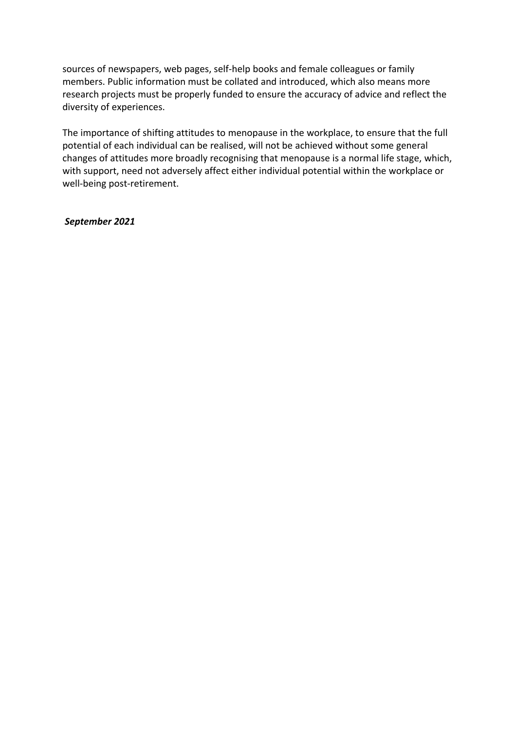sources of newspapers, web pages, self-help books and female colleagues or family members. Public information must be collated and introduced, which also means more research projects must be properly funded to ensure the accuracy of advice and reflect the diversity of experiences.

The importance of shifting attitudes to menopause in the workplace, to ensure that the full potential of each individual can be realised, will not be achieved without some general changes of attitudes more broadly recognising that menopause is a normal life stage, which, with support, need not adversely affect either individual potential within the workplace or well-being post-retirement.

***September 2021***